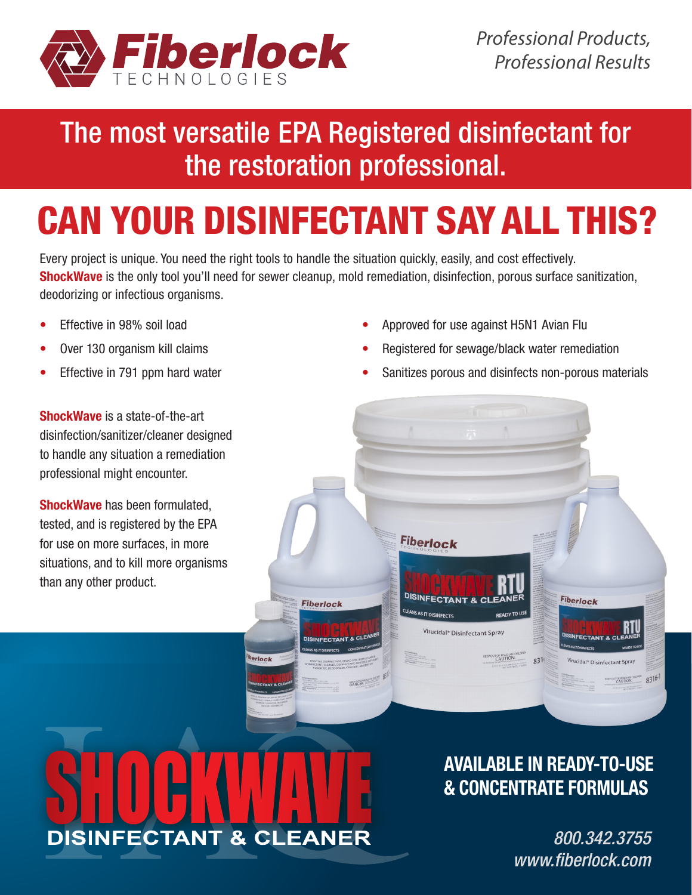Fiberlock TECHNOLOGIES

*Professional Products, Professional Results*

## The most versatile EPA Registered disinfectant for the restoration professional.

# CAN YOUR DISINFECTANT SAY ALL THIS?

Every project is unique. You need the right tools to handle the situation quickly, easily, and cost effectively. **ShockWave** is the only tool you'll need for sewer cleanup, mold remediation, disinfection, porous surface sanitization, deodorizing or infectious organisms.

- Effective in 98% soil load
- Over 130 organism kill claims
- Effective in 791 ppm hard water
- Approved for use against H5N1 Avian Flu
- Registered for sewage/black water remediation
- Sanitizes porous and disinfects non-porous materials

**ShockWave** is a state-of-the-art disinfection/sanitizer/cleaner designed to handle any situation a remediation professional might encounter.

**ShockWave** has been formulated, tested, and is registered by the EPA for use on more surfaces, in more situations, and to kill more organisms than any other product.

# SHOCKWAVE

## DISINFECTANT & CLEANER

## AVAILABLE IN READY-TO-USE & CONCENTRATE FORMULAS

*800.342.3755*
*www.fiberlock.com*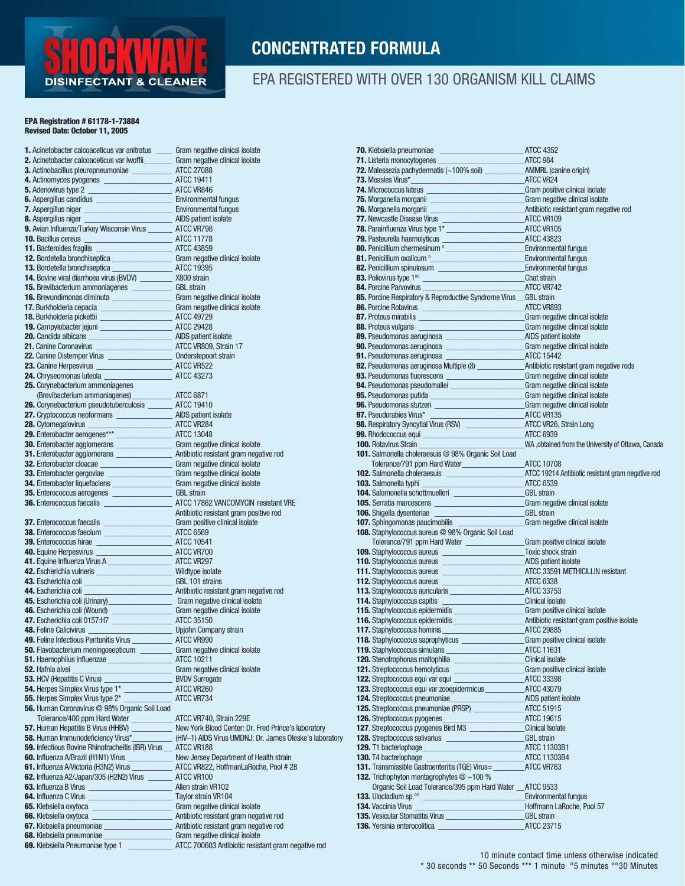# SHOCKWAVE DISINFECTANT & CLEANER

## CONCENTRATED FORMULA

## EPA REGISTERED WITH OVER 130 ORGANISM KILL CLAIMS

**EPA Registration # 61178-1-73884**
**Revised Date: October 11, 2005**

| Organism | Strain / Source |
|---|---|
| **1.** Acinetobacter calcoaceticus var anitratus | Gram negative clinical isolate |
| **2.** Acinetobacter calcoaceticus var lwoffii | Gram negative clinical isolate |
| **3.** Actinobacillus pleuropneumoniae | ATCC 27088 |
| **4.** Actinomyces pyogenes | ATCC 19411 |
| **5.** Adenovirus type 2 | ATCC VR846 |
| **6.** Aspergillus candidus | Environmental fungus |
| **7.** Aspergillus niger | Environmental fungus |
| **8.** Aspergillus niger | AIDS patient isolate |
| **9.** Avian Influenza/Turkey Wisconsin Virus | ATCC VR798 |
| **10.** Bacillus cereus | ATCC 11778 |
| **11.** Bacteroides fragilis | ATCC 43859 |
| **12.** Bordetella bronchiseptica | Gram negative clinical isolate |
| **13.** Bordetella bronchiseptica | ATCC 19395 |
| **14.** Bovine viral diarrhoea virus (BVDV) | X800 strain |
| **15.** Brevibacterium ammoniagenes | GBL strain |
| **16.** Brevundimonas diminuta | Gram negative clinical isolate |
| **17.** Burkholderia cepacia | Gram negative clinical isolate |
| **18.** Burkholderia pickettii | ATCC 49729 |
| **19.** Campylobacter jejuni | ATCC 29428 |
| **20.** Candida albicans | AIDS patient isolate |
| **21.** Canine Coronavirus | ATCC VR809, Strain 17 |
| **22.** Canine Distemper Virus | Onderstepoort strain |
| **23.** Canine Herpesvirus | ATCC VR522 |
| **24.** Chryseomonas luteola | ATCC 43273 |
| **25.** Corynebacterium ammoniagenes (Brevibacterium ammoniagenes) | ATCC 6871 |
| **26.** Corynebacterium pseudotuberculosis | ATCC 19410 |
| **27.** Cryptococcus neoformans | AIDS patient isolate |
| **28.** Cytomegalovirus | ATCC VR284 |
| **29.** Enterobacter aerogenes*** | ATCC 13048 |
| **30.** Enterobacter agglomerans | Gram negative clinical isolate |
| **31.** Enterobacter agglomerans | Antibiotic resistant gram negative rod |
| **32.** Enterobacter cloacae | Gram negative clinical isolate |
| **33.** Enterobacter gergoviae | Gram negative clinical isolate |
| **34.** Enterobacter liquefaciens | Gram negative clinical isolate |
| **35.** Enterococcus aerogenes | GBL strain |
| **36.** Enterococcus faecalis | ATCC 17862 VANCOMYCIN resistant VRE Antibiotic resistant gram positive rod |
| **37.** Enterococcus faecalis | Gram positive clinical isolate |
| **38.** Enterococcus faecium | ATCC 6569 |
| **39.** Enterococcus hirae | ATCC 10541 |
| **40.** Equine Herpesvirus | ATCC VR700 |
| **41.** Equine Influenza Virus A | ATCC VR297 |
| **42.** Escherichia vulneris | Wildtype isolate |
| **43.** Escherichia coli | GBL 101 strains |
| **44.** Escherichia coli | Antibiotic resistant gram negative rod |
| **45.** Escherichia coli (Urinary) | Gram negative clinical isolate |
| **46.** Escherichia coli (Wound) | Gram negative clinical isolate |
| **47.** Escherichia coli 0157:H7 | ATCC 35150 |
| **48.** Feline Calicivirus | Upjohn Company strain |
| **49.** Feline Infectious Peritonitis Virus | ATCC VR990 |
| **50.** Flavobacterium meningosepticum | Gram negative clinical isolate |
| **51.** Haemophilus influenzae | ATCC 10211 |
| **52.** Hafnia alvei | Gram negative clinical isolate |
| **53.** HCV (Hepatitis C Virus) | BVDV Surrogate |
| **54.** Herpes Simplex Virus type 1* | ATCC VR260 |
| **55.** Herpes Simplex Virus type 2* | ATCC VR734 |
| **56.** Human Coronavirus @ 98% Organic Soil Load Tolerance/400 ppm Hard Water | ATCC VR740, Strain 229E |
| **57.** Human Hepatitis B Virus (HHBV) | New York Blood Center: Dr. Fred Prince's laboratory |
| **58.** Human Immunodeficiency Virus* | (HIV–1) AIDS Virus UMDNJ: Dr. James Oleske's laboratory |
| **59.** Infectious Bovine Rhinotracheitis (IBR) Virus | ATCC VR188 |
| **60.** Influenza A/Brazil (H1N1) Virus | New Jersey Department of Health strain |
| **61.** Influenza A/Victoria (H3N2) Virus | ATCC VR822, HoffmanLaRoche, Pool # 28 |
| **62.** Influenza A2/Japan/305 (H2N2) Virus | ATCC VR100 |
| **63.** Influenza B Virus | Allen strain VR102 |
| **64.** Influenza C Virus | Taylor strain VR104 |
| **65.** Klebsiella oxytoca | Gram negative clinical isolate |
| **66.** Klebsiella oxytoca | Antibiotic resistant gram negative rod |
| **67.** Klebsiella pneumoniae | Antibiotic resistant gram negative rod |
| **68.** Klebsiella pneumoniae | Gram negative clinical isolate |
| **69.** Klebsiella Pneumoniae type 1 | ATCC 700603 Antibiotic resistant gram negative rod |
| **70.** Klebsiella pneumoniae | ATCC 4352 |
| **71.** Listeria monocytogenes | ATCC 984 |
| **72.** Malessezia pachydermatis (~100% soil) | AMMRL (canine origin) |
| **73.** Measles Virus* | ATCC VR24 |
| **74.** Micrococcus luteus | Gram positive clinical isolate |
| **75.** Morganella morganii | Gram negative clinical isolate |
| **76.** Morganella morganii | Antibiotic resistant gram negative rod |
| **77.** Newcastle Disease Virus | ATCC VR109 |
| **78.** Parainfluenza Virus type 1* | ATCC VR105 |
| **79.** Pasteurella haemolyticus | ATCC 43823 |
| **80.** Penicillium chermesinum ° | Environmental fungus |
| **81.** Penicillium oxalicum ° | Environmental fungus |
| **82.** Penicillium spinulosum | Environmental fungus |
| **83.** Poliovirus type 1°° | Chat strain |
| **84.** Porcine Parvovirus | ATCC VR742 |
| **85.** Porcine Respiratory & Reproductive Syndrome Virus | GBL strain |
| **86.** Porcine Rotavirus | ATCC VR893 |
| **87.** Proteus mirabilis | Gram negative clinical isolate |
| **88.** Proteus vulgaris | Gram negative clinical isolate |
| **89.** Pseudomonas aeruginosa | AIDS patient isolate |
| **90.** Pseudomonas aeruginosa | Gram negative clinical isolate |
| **91.** Pseudomonas aeruginosa | ATCC 15442 |
| **92.** Pseudomonas aeruginosa Multiple (8) | Antibiotic resistant gram negative rods |
| **93.** Pseudomonas fluorescens | Gram negative clinical isolate |
| **94.** Pseudomonas pseudomallei | Gram negative clinical isolate |
| **95.** Pseudomonas putida | Gram negative clinical isolate |
| **96.** Pseudomonas stutzeri | Gram negative clinical isolate |
| **97.** Pseudorabies Virus* | ATCC VR135 |
| **98.** Respiratory Syncytial Virus (RSV) | ATCC VR26, Strain Long |
| **99.** Rhodococcus equi | ATCC 6939 |
| **100.** Rotavirus Strain | WA ,obtained from the University of Ottawa, Canada |
| **101.** Salmonella choleraesuis @ 98% Organic Soil Load Tolerance/791 ppm Hard Water | ATCC 10708 |
| **102.** Salmonella choleraesuis | ATCC 19214 Antibiotic resistant gram negative rod |
| **103.** Salmonella typhi | ATCC 6539 |
| **104.** Salomonella schottmuelleri | GBL strain |
| **105.** Serratia marcescens | Gram negative clinical isolate |
| **106.** Shigella dysenteriae | GBL strain |
| **107.** Sphingomonas paucimobilis | Gram negative clinical isolate |
| **108.** Staphylococcus aureus @ 98% Organic Soil Load Tolerance/791 ppm Hard Water | Gram positive clinical isolate |
| **109.** Staphylococcus aureus | Toxic shock strain |
| **110.** Staphylococcus aureus | AIDS patient isolate |
| **111.** Staphylococcus aureus | ATCC 33591 METHICILLIN resistant |
| **112.** Staphylococcus aureus | ATCC 6338 |
| **113.** Staphylococcus auricularis | ATCC 33753 |
| **114.** Staphylococcus capitis | Clinical isolate |
| **115.** Staphylococcus epidermidis | Gram positive clinical isolate |
| **116.** Staphylococcus epidermidis | Antibiotic resistant gram positive isolate |
| **117.** Staphylococcus hominis | ATCC 29885 |
| **118.** Staphylococcus saprophyticus | Gram positive clinical isolate |
| **119.** Staphylococcus simulans | ATCC 11631 |
| **120.** Stenotrophonas maltophilia | Clinical isolate |
| **121.** Streptococcus hemolyticus | Gram positive clinical isolate |
| **122.** Streptococcus equi var equi | ATCC 33398 |
| **123.** Streptococcus equi var zooepidermicus | ATCC 43079 |
| **124.** Streptococcus pneumoniae | AIDS patient isolate |
| **125.** Streptococcus pneumoniae (PRSP) | ATCC 51915 |
| **126.** Streptococcus pyogenes | ATCC 19615 |
| **127.** Streptococcus pyogenes Bird M3 | Clinical Isolate |
| **128.** Streptococcus salivarius | GBL strain |
| **129.** T1 bacteriophage | ATCC 11303B1 |
| **130.** T4 bacteriophage | ATCC 11303B4 |
| **131.** Transmissible Gastroenteritis (TGE) Virus= | ATCC VR763 |
| **132.** Trichophyton mentagrophytes @ ~100 % Organic Soil Load Tolerance/395 ppm Hard Water | ATCC 9533 |
| **133.** Ulocladium sp.°° | Environmental fungus |
| **134.** Vaccinia Virus | Hoffmann LaRoche, Pool 57 |
| **135.** Vesicular Stomatitis Virus | GBL strain |
| **136.** Yersinia enterocolitica | ATCC 23715 |

10 minute contact time unless otherwise indicated
* 30 seconds ** 50 Seconds *** 1 minute °5 minutes °°30 Minutes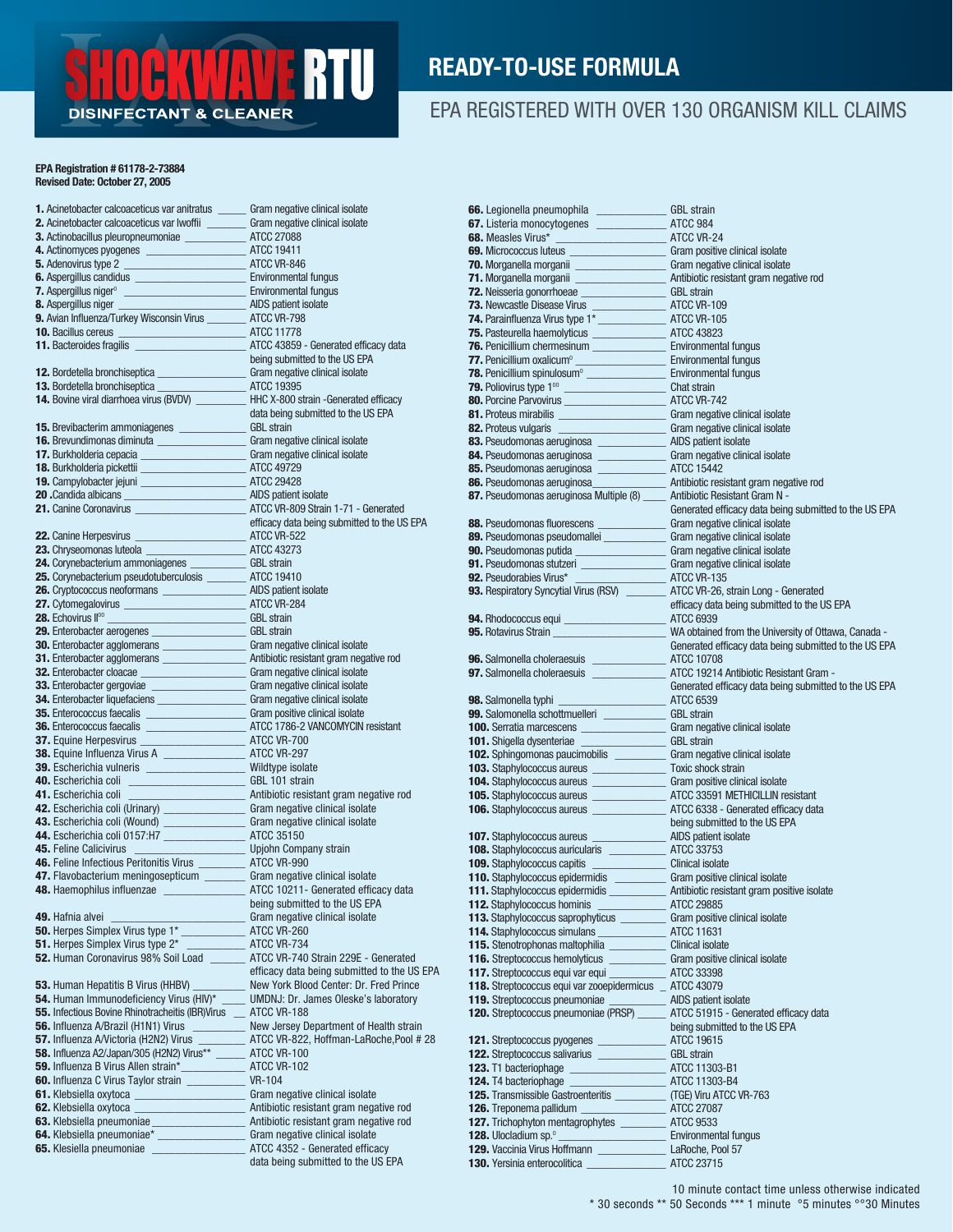# SHOCKWAVE RTU

**DISINFECTANT & CLEANER**

## READY-TO-USE FORMULA

## EPA REGISTERED WITH OVER 130 ORGANISM KILL CLAIMS

**EPA Registration # 61178-2-73884**
**Revised Date: October 27, 2005**

| # | Organism | Strain / Source |
|---|---|---|
| **1.** | Acinetobacter calcoaceticus var anitratus | Gram negative clinical isolate |
| **2.** | Acinetobacter calcoaceticus var lwoffii | Gram negative clinical isolate |
| **3.** | Actinobacillus pleuropneumoniae | ATCC 27088 |
| **4.** | Actinomyces pyogenes | ATCC 19411 |
| **5.** | Adenovirus type 2 | ATCC VR-846 |
| **6.** | Aspergillus candidus | Environmental fungus |
| **7.** | Aspergillus niger° | Environmental fungus |
| **8.** | Aspergillus niger | AIDS patient isolate |
| **9.** | Avian Influenza/Turkey Wisconsin Virus | ATCC VR-798 |
| **10.** | Bacillus cereus | ATCC 11778 |
| **11.** | Bacteroides fragilis | ATCC 43859 - Generated efficacy data being submitted to the US EPA |
| **12.** | Bordetella bronchiseptica | Gram negative clinical isolate |
| **13.** | Bordetella bronchiseptica | ATCC 19395 |
| **14.** | Bovine viral diarrhoea virus (BVDV) | HHC X-800 strain -Generated efficacy data being submitted to the US EPA |
| **15.** | Brevibacterim ammoniagenes | GBL strain |
| **16.** | Brevundimonas diminuta | Gram negative clinical isolate |
| **17.** | Burkholderia cepacia | Gram negative clinical isolate |
| **18.** | Burkholderia pickettii | ATCC 49729 |
| **19.** | Campylobacter jejuni | ATCC 29428 |
| **20** | .Candida albicans | AIDS patient isolate |
| **21.** | Canine Coronavirus | ATCC VR-809 Strain 1-71 - Generated efficacy data being submitted to the US EPA |
| **22.** | Canine Herpesvirus | ATCC VR-522 |
| **23.** | Chryseomonas luteola | ATCC 43273 |
| **24.** | Corynebacterium ammoniagenes | GBL strain |
| **25.** | Corynebacterium pseudotuberculosis | ATCC 19410 |
| **26.** | Cryptococcus neoformans | AIDS patient isolate |
| **27.** | Cytomegalovirus | ATCC VR-284 |
| **28.** | Echovirus II°° | GBL strain |
| **29.** | Enterobacter aerogenes | GBL strain |
| **30.** | Enterobacter agglomerans | Gram negative clinical isolate |
| **31.** | Enterobacter agglomerans | Antibiotic resistant gram negative rod |
| **32.** | Enterobacter cloacae | Gram negative clinical isolate |
| **33.** | Enterobacter gergoviae | Gram negative clinical isolate |
| **34.** | Enterobacter liquefaciens | Gram negative clinical isolate |
| **35.** | Enterococcus faecalis | Gram positive clinical isolate |
| **36.** | Enterococcus faecalis | ATCC 1786-2 VANCOMYCIN resistant |
| **37.** | Equine Herpesvirus | ATCC VR-700 |
| **38.** | Equine Influenza Virus A | ATCC VR-297 |
| **39.** | Escherichia vulneris | Wildtype isolate |
| **40.** | Escherichia coli | GBL 101 strain |
| **41.** | Escherichia coli | Antibiotic resistant gram negative rod |
| **42.** | Escherichia coli (Urinary) | Gram negative clinical isolate |
| **43.** | Escherichia coli (Wound) | Gram negative clinical isolate |
| **44.** | Escherichia coli 0157:H7 | ATCC 35150 |
| **45.** | Feline Calicivirus | Upjohn Company strain |
| **46.** | Feline Infectious Peritonitis Virus | ATCC VR-990 |
| **47.** | Flavobacterium meningosepticum | Gram negative clinical isolate |
| **48.** | Haemophilus influenzae | ATCC 10211- Generated efficacy data being submitted to the US EPA |
| **49.** | Hafnia alvei | Gram negative clinical isolate |
| **50.** | Herpes Simplex Virus type 1* | ATCC VR-260 |
| **51.** | Herpes Simplex Virus type 2* | ATCC VR-734 |
| **52.** | Human Coronavirus 98% Soil Load | ATCC VR-740 Strain 229E - Generated efficacy data being submitted to the US EPA |
| **53.** | Human Hepatitis B Virus (HHBV) | New York Blood Center: Dr. Fred Prince |
| **54.** | Human Immunodeficiency Virus (HIV)* | UMDNJ: Dr. James Oleske's laboratory |
| **55.** | Infectious Bovine Rhinotracheitis (IBR)Virus | ATCC VR-188 |
| **56.** | Influenza A/Brazil (H1N1) Virus | New Jersey Department of Health strain |
| **57.** | Influenza A/Victoria (H2N2) Virus | ATCC VR-822, Hoffman-LaRoche,Pool # 28 |
| **58.** | Influenza A2/Japan/305 (H2N2) Virus** | ATCC VR-100 |
| **59.** | Influenza B Virus Allen strain* | ATCC VR-102 |
| **60.** | Influenza C Virus Taylor strain | VR-104 |
| **61.** | Klebsiella oxytoca | Gram negative clinical isolate |
| **62.** | Klebsiella oxytoca | Antibiotic resistant gram negative rod |
| **63.** | Klebsiella pneumoniae | Antibiotic resistant gram negative rod |
| **64.** | Klebsiella pneumoniae* | Gram negative clinical isolate |
| **65.** | Klesiella pneumoniae | ATCC 4352 - Generated efficacy data being submitted to the US EPA |
| **66.** | Legionella pneumophila | GBL strain |
| **67.** | Listeria monocytogenes | ATCC 984 |
| **68.** | Measles Virus* | ATCC VR-24 |
| **69.** | Micrococcus luteus | Gram positive clinical isolate |
| **70.** | Morganella morganii | Gram negative clinical isolate |
| **71.** | Morganella morganii | Antibiotic resistant gram negative rod |
| **72.** | Neisseria gonorrhoeae | GBL strain |
| **73.** | Newcastle Disease Virus | ATCC VR-109 |
| **74.** | Parainfluenza Virus type 1* | ATCC VR-105 |
| **75.** | Pasteurella haemolyticus | ATCC 43823 |
| **76.** | Penicillium chermesinum | Environmental fungus |
| **77.** | Penicillium oxalicum° | Environmental fungus |
| **78.** | Penicillium spinulosum° | Environmental fungus |
| **79.** | Poliovirus type 1°° | Chat strain |
| **80.** | Porcine Parvovirus | ATCC VR-742 |
| **81.** | Proteus mirabilis | Gram negative clinical isolate |
| **82.** | Proteus vulgaris | Gram negative clinical isolate |
| **83.** | Pseudomonas aeruginosa | AIDS patient isolate |
| **84.** | Pseudomonas aeruginosa | Gram negative clinical isolate |
| **85.** | Pseudomonas aeruginosa | ATCC 15442 |
| **86.** | Pseudomonas aeruginosa | Antibiotic resistant gram negative rod |
| **87.** | Pseudomonas aeruginosa Multiple (8) | Antibiotic Resistant Gram N - Generated efficacy data being submitted to the US EPA |
| **88.** | Pseudomonas fluorescens | Gram negative clinical isolate |
| **89.** | Pseudomonas pseudomallei | Gram negative clinical isolate |
| **90.** | Pseudomonas putida | Gram negative clinical isolate |
| **91.** | Pseudomonas stutzeri | Gram negative clinical isolate |
| **92.** | Pseudorabies Virus* | ATCC VR-135 |
| **93.** | Respiratory Syncytial Virus (RSV) | ATCC VR-26, strain Long - Generated efficacy data being submitted to the US EPA |
| **94.** | Rhodococcus equi | ATCC 6939 |
| **95.** | Rotavirus Strain | WA obtained from the University of Ottawa, Canada - Generated efficacy data being submitted to the US EPA |
| **96.** | Salmonella choleraesuis | ATCC 10708 |
| **97.** | Salmonella choleraesuis | ATCC 19214 Antibiotic Resistant Gram - Generated efficacy data being submitted to the US EPA |
| **98.** | Salmonella typhi | ATCC 6539 |
| **99.** | Salomonella schottmuelleri | GBL strain |
| **100.** | Serratia marcescens | Gram negative clinical isolate |
| **101.** | Shigella dysenteriae | GBL strain |
| **102.** | Sphingomonas paucimobilis | Gram negative clinical isolate |
| **103.** | Staphylococcus aureus | Toxic shock strain |
| **104.** | Staphylococcus aureus | Gram positive clinical isolate |
| **105.** | Staphylococcus aureus | ATCC 33591 METHICILLIN resistant |
| **106.** | Staphylococcus aureus | ATCC 6338 - Generated efficacy data being submitted to the US EPA |
| **107.** | Staphylococcus aureus | AIDS patient isolate |
| **108.** | Staphylococcus auricularis | ATCC 33753 |
| **109.** | Staphylococcus capitis | Clinical isolate |
| **110.** | Staphylococcus epidermidis | Gram positive clinical isolate |
| **111.** | Staphylococcus epidermidis | Antibiotic resistant gram positive isolate |
| **112.** | Staphylococcus hominis | ATCC 29885 |
| **113.** | Staphylococcus saprophyticus | Gram positive clinical isolate |
| **114.** | Staphylococcus simulans | ATCC 11631 |
| **115.** | Stenotrophonas maltophilia | Clinical isolate |
| **116.** | Streptococcus hemolyticus | Gram positive clinical isolate |
| **117.** | Streptococcus equi var equi | ATCC 33398 |
| **118.** | Streptococcus equi var zooepidermicus | ATCC 43079 |
| **119.** | Streptococcus pneumoniae | AIDS patient isolate |
| **120.** | Streptococcus pneumoniae (PRSP) | ATCC 51915 - Generated efficacy data being submitted to the US EPA |
| **121.** | Streptococcus pyogenes | ATCC 19615 |
| **122.** | Streptococcus salivarius | GBL strain |
| **123.** | T1 bacteriophage | ATCC 11303-B1 |
| **124.** | T4 bacteriophage | ATCC 11303-B4 |
| **125.** | Transmissible Gastroenteritis | (TGE) Viru ATCC VR-763 |
| **126.** | Treponema pallidum | ATCC 27087 |
| **127.** | Trichophyton mentagrophytes | ATCC 9533 |
| **128.** | Ulocladium sp.° | Environmental fungus |
| **129.** | Vaccinia Virus Hoffmann | LaRoche, Pool 57 |
| **130.** | Yersinia enterocolitica | ATCC 23715 |

10 minute contact time unless otherwise indicated
\* 30 seconds ** 50 Seconds *** 1 minute °5 minutes °°30 Minutes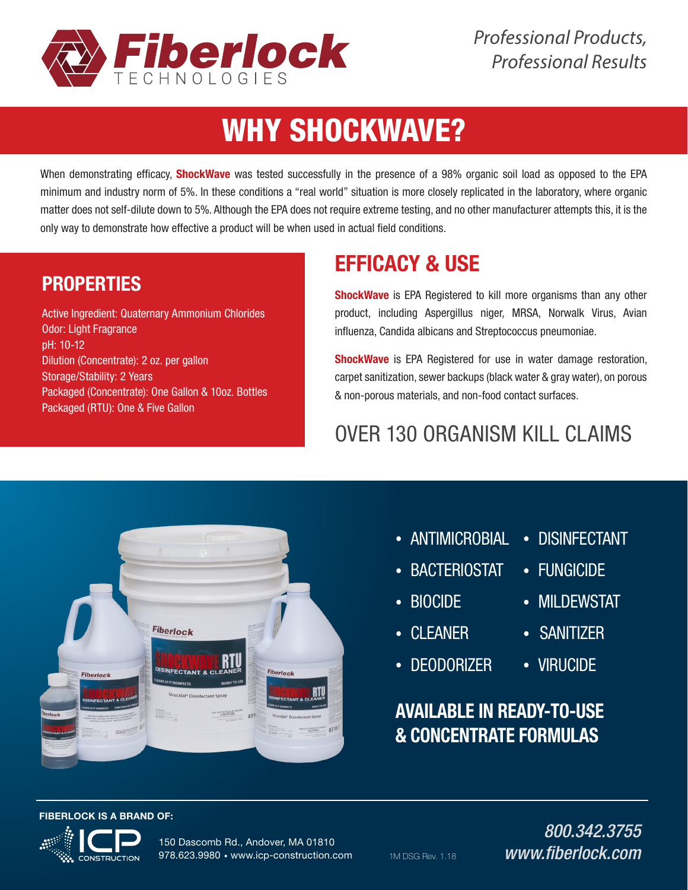**Fiberlock** TECHNOLOGIES

*Professional Products, Professional Results*

# WHY SHOCKWAVE?

When demonstrating efficacy, **ShockWave** was tested successfully in the presence of a 98% organic soil load as opposed to the EPA minimum and industry norm of 5%. In these conditions a "real world" situation is more closely replicated in the laboratory, where organic matter does not self-dilute down to 5%. Although the EPA does not require extreme testing, and no other manufacturer attempts this, it is the only way to demonstrate how effective a product will be when used in actual field conditions.

## PROPERTIES

Active Ingredient: Quaternary Ammonium Chlorides
Odor: Light Fragrance
pH: 10-12
Dilution (Concentrate): 2 oz. per gallon
Storage/Stability: 2 Years
Packaged (Concentrate): One Gallon & 10oz. Bottles
Packaged (RTU): One & Five Gallon

## EFFICACY & USE

**ShockWave** is EPA Registered to kill more organisms than any other product, including Aspergillus niger, MRSA, Norwalk Virus, Avian influenza, Candida albicans and Streptococcus pneumoniae.

**ShockWave** is EPA Registered for use in water damage restoration, carpet sanitization, sewer backups (black water & gray water), on porous & non-porous materials, and non-food contact surfaces.

## OVER 130 ORGANISM KILL CLAIMS

- ANTIMICROBIAL
- BACTERIOSTAT
- BIOCIDE
- CLEANER
- DEODORIZER
- DISINFECTANT
- FUNGICIDE
- MILDEWSTAT
- SANITIZER
- VIRUCIDE

**AVAILABLE IN READY-TO-USE & CONCENTRATE FORMULAS**

**FIBERLOCK IS A BRAND OF:**

ICP CONSTRUCTION

150 Dascomb Rd., Andover, MA 01810
978.623.9980 • www.icp-construction.com

1M DSG Rev. 1.18

*800.342.3755*
*www.fiberlock.com*